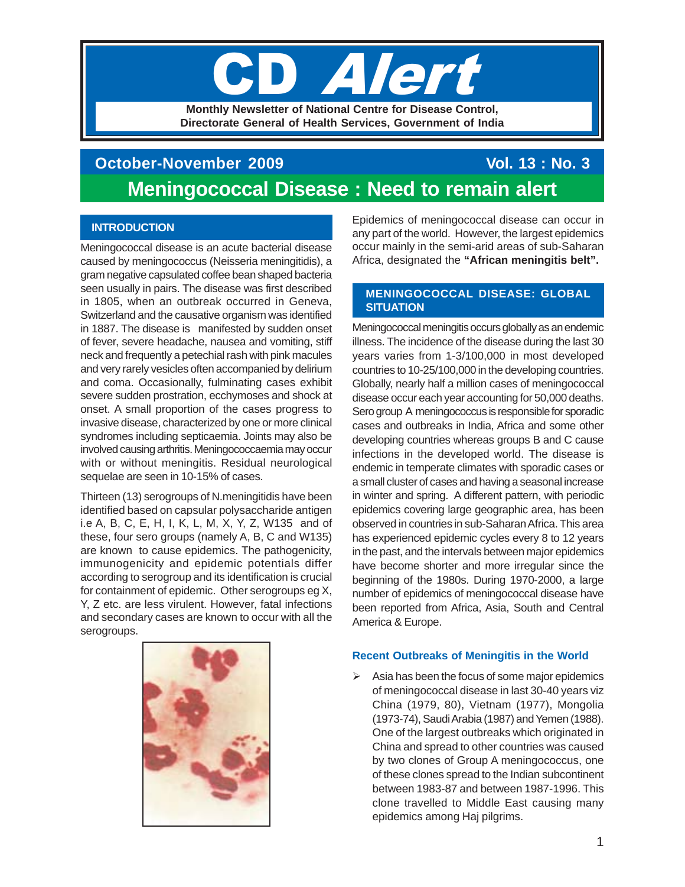# CD Alert

**Monthly Newsletter of National Centre for Disease Control, Directorate General of Health Services, Government of India**

**October-November 2009** **Vol. 13 : No. 3**

# Meningococcal Disease : Need to remain alert

## INTRODUCTION

Meningococcal disease is an acute bacterial disease caused by meningococcus (Neisseria meningitidis), a gram negative capsulated coffee bean shaped bacteria seen usually in pairs. The disease was first described in 1805, when an outbreak occurred in Geneva, Switzerland and the causative organism was identified in 1887. The disease is manifested by sudden onset of fever, severe headache, nausea and vomiting, stiff neck and frequently a petechial rash with pink macules and very rarely vesicles often accompanied by delirium and coma. Occasionally, fulminating cases exhibit severe sudden prostration, ecchymoses and shock at onset. A small proportion of the cases progress to invasive disease, characterized by one or more clinical syndromes including septicaemia. Joints may also be involved causing arthritis. Meningococcaemia may occur with or without meningitis. Residual neurological sequelae are seen in 10-15% of cases.

Thirteen (13) serogroups of N.meningitidis have been identified based on capsular polysaccharide antigen i.e A, B, C, E, H, I, K, L, M, X, Y, Z, W135 and of these, four sero groups (namely A, B, C and W135) are known to cause epidemics. The pathogenicity, immunogenicity and epidemic potentials differ according to serogroup and its identification is crucial for containment of epidemic. Other serogroups eg X, Y, Z etc. are less virulent. However, fatal infections and secondary cases are known to occur with all the serogroups.

Epidemics of meningococcal disease can occur in any part of the world. However, the largest epidemics occur mainly in the semi-arid areas of sub-Saharan Africa, designated the **"African meningitis belt".**

## MENINGOCOCCAL DISEASE: GLOBAL SITUATION

Meningococcal meningitis occurs globally as an endemic illness. The incidence of the disease during the last 30 years varies from 1-3/100,000 in most developed countries to 10-25/100,000 in the developing countries. Globally, nearly half a million cases of meningococcal disease occur each year accounting for 50,000 deaths. Sero group A meningococcus is responsible for sporadic cases and outbreaks in India, Africa and some other developing countries whereas groups B and C cause infections in the developed world. The disease is endemic in temperate climates with sporadic cases or a small cluster of cases and having a seasonal increase in winter and spring. A different pattern, with periodic epidemics covering large geographic area, has been observed in countries in sub-Saharan Africa. This area has experienced epidemic cycles every 8 to 12 years in the past, and the intervals between major epidemics have become shorter and more irregular since the beginning of the 1980s. During 1970-2000, a large number of epidemics of meningococcal disease have been reported from Africa, Asia, South and Central America & Europe.

### Recent Outbreaks of Meningitis in the World

- Asia has been the focus of some major epidemics of meningococcal disease in last 30-40 years viz China (1979, 80), Vietnam (1977), Mongolia (1973-74), Saudi Arabia (1987) and Yemen (1988). One of the largest outbreaks which originated in China and spread to other countries was caused by two clones of Group A meningococcus, one of these clones spread to the Indian subcontinent between 1983-87 and between 1987-1996. This clone travelled to Middle East causing many epidemics among Haj pilgrims.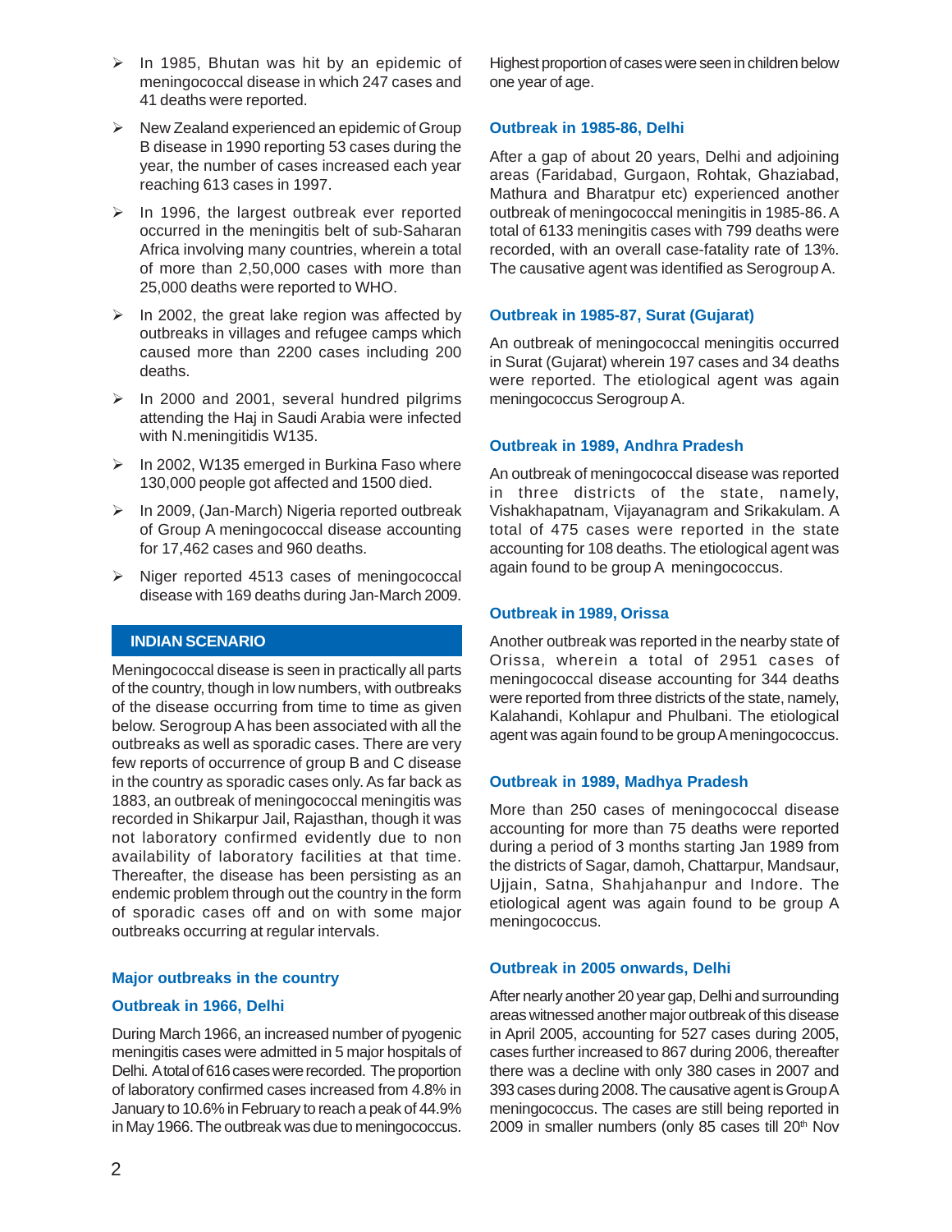- In 1985, Bhutan was hit by an epidemic of meningococcal disease in which 247 cases and 41 deaths were reported.
- New Zealand experienced an epidemic of Group B disease in 1990 reporting 53 cases during the year, the number of cases increased each year reaching 613 cases in 1997.
- In 1996, the largest outbreak ever reported occurred in the meningitis belt of sub-Saharan Africa involving many countries, wherein a total of more than 2,50,000 cases with more than 25,000 deaths were reported to WHO.
- In 2002, the great lake region was affected by outbreaks in villages and refugee camps which caused more than 2200 cases including 200 deaths.
- In 2000 and 2001, several hundred pilgrims attending the Haj in Saudi Arabia were infected with N.meningitidis W135.
- In 2002, W135 emerged in Burkina Faso where 130,000 people got affected and 1500 died.
- In 2009, (Jan-March) Nigeria reported outbreak of Group A meningococcal disease accounting for 17,462 cases and 960 deaths.
- Niger reported 4513 cases of meningococcal disease with 169 deaths during Jan-March 2009.

## INDIAN SCENARIO

Meningococcal disease is seen in practically all parts of the country, though in low numbers, with outbreaks of the disease occurring from time to time as given below. Serogroup A has been associated with all the outbreaks as well as sporadic cases. There are very few reports of occurrence of group B and C disease in the country as sporadic cases only. As far back as 1883, an outbreak of meningococcal meningitis was recorded in Shikarpur Jail, Rajasthan, though it was not laboratory confirmed evidently due to non availability of laboratory facilities at that time. Thereafter, the disease has been persisting as an endemic problem through out the country in the form of sporadic cases off and on with some major outbreaks occurring at regular intervals.

### Major outbreaks in the country

### Outbreak in 1966, Delhi

During March 1966, an increased number of pyogenic meningitis cases were admitted in 5 major hospitals of Delhi. A total of 616 cases were recorded. The proportion of laboratory confirmed cases increased from 4.8% in January to 10.6% in February to reach a peak of 44.9% in May 1966. The outbreak was due to meningococcus. Highest proportion of cases were seen in children below one year of age.

### Outbreak in 1985-86, Delhi

After a gap of about 20 years, Delhi and adjoining areas (Faridabad, Gurgaon, Rohtak, Ghaziabad, Mathura and Bharatpur etc) experienced another outbreak of meningococcal meningitis in 1985-86. A total of 6133 meningitis cases with 799 deaths were recorded, with an overall case-fatality rate of 13%. The causative agent was identified as Serogroup A.

### Outbreak in 1985-87, Surat (Gujarat)

An outbreak of meningococcal meningitis occurred in Surat (Gujarat) wherein 197 cases and 34 deaths were reported. The etiological agent was again meningococcus Serogroup A.

### Outbreak in 1989, Andhra Pradesh

An outbreak of meningococcal disease was reported in three districts of the state, namely, Vishakhapatnam, Vijayanagram and Srikakulam. A total of 475 cases were reported in the state accounting for 108 deaths. The etiological agent was again found to be group A meningococcus.

### Outbreak in 1989, Orissa

Another outbreak was reported in the nearby state of Orissa, wherein a total of 2951 cases of meningococcal disease accounting for 344 deaths were reported from three districts of the state, namely, Kalahandi, Kohlapur and Phulbani. The etiological agent was again found to be group A meningococcus.

### Outbreak in 1989, Madhya Pradesh

More than 250 cases of meningococcal disease accounting for more than 75 deaths were reported during a period of 3 months starting Jan 1989 from the districts of Sagar, damoh, Chattarpur, Mandsaur, Ujjain, Satna, Shahjahanpur and Indore. The etiological agent was again found to be group A meningococcus.

### Outbreak in 2005 onwards, Delhi

After nearly another 20 year gap, Delhi and surrounding areas witnessed another major outbreak of this disease in April 2005, accounting for 527 cases during 2005, cases further increased to 867 during 2006, thereafter there was a decline with only 380 cases in 2007 and 393 cases during 2008. The causative agent is Group A meningococcus. The cases are still being reported in 2009 in smaller numbers (only 85 cases till 20th Nov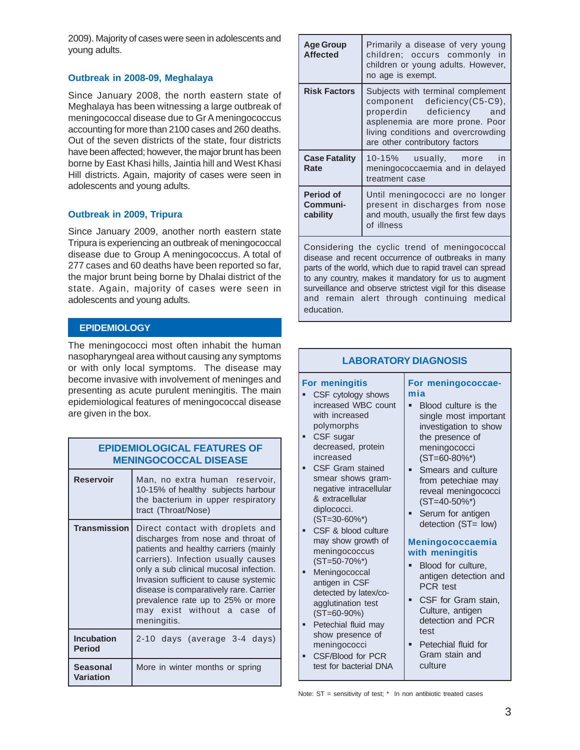2009). Majority of cases were seen in adolescents and young adults.

### Outbreak in 2008-09, Meghalaya

Since January 2008, the north eastern state of Meghalaya has been witnessing a large outbreak of meningococcal disease due to Gr A meningococcus accounting for more than 2100 cases and 260 deaths. Out of the seven districts of the state, four districts have been affected; however, the major brunt has been borne by East Khasi hills, Jaintia hill and West Khasi Hill districts. Again, majority of cases were seen in adolescents and young adults.

### Outbreak in 2009, Tripura

Since January 2009, another north eastern state Tripura is experiencing an outbreak of meningococcal disease due to Group A meningococcus. A total of 277 cases and 60 deaths have been reported so far, the major brunt being borne by Dhalai district of the state. Again, majority of cases were seen in adolescents and young adults.

## EPIDEMIOLOGY

The meningococci most often inhabit the human nasopharyngeal area without causing any symptoms or with only local symptoms. The disease may become invasive with involvement of meninges and presenting as acute purulent meningitis. The main epidemiological features of meningococcal disease are given in the box.

### EPIDEMIOLOGICAL FEATURES OF MENINGOCOCCAL DISEASE

| Feature | Description |
|---|---|
| **Reservoir** | Man, no extra human reservoir, 10-15% of healthy subjects harbour the bacterium in upper respiratory tract (Throat/Nose) |
| **Transmission** | Direct contact with droplets and discharges from nose and throat of patients and healthy carriers (mainly carriers). Infection usually causes only a sub clinical mucosal infection. Invasion sufficient to cause systemic disease is comparatively rare. Carrier prevalence rate up to 25% or more may exist without a case of meningitis. |
| **Incubation Period** | 2-10 days (average 3-4 days) |
| **Seasonal Variation** | More in winter months or spring |
| **Age Group Affected** | Primarily a disease of very young children; occurs commonly in children or young adults. However, no age is exempt. |
| **Risk Factors** | Subjects with terminal complement component deficiency(C5-C9), properdin deficiency and asplenemia are more prone. Poor living conditions and overcrowding are other contributory factors |
| **Case Fatality Rate** | 10-15% usually, more in meningococcaemia and in delayed treatment case |
| **Period of Communi-cability** | Until meningococci are no longer present in discharges from nose and mouth, usually the first few days of illness |

Considering the cyclic trend of meningococcal disease and recent occurrence of outbreaks in many parts of the world, which due to rapid travel can spread to any country, makes it mandatory for us to augment surveillance and observe strictest vigil for this disease and remain alert through continuing medical education.

### LABORATORY DIAGNOSIS

**For meningitis**

- CSF cytology shows increased WBC count with increased polymorphs
- CSF sugar decreased, protein increased
- CSF Gram stained smear shows gram-negative intracellular & extracellular diplococci. (ST=30-60%*)
- CSF & blood culture may show growth of meningococcus (ST=50-70%*)
- Meningococcal antigen in CSF detected by latex/co-agglutination test (ST=60-90%)
- Petechial fluid may show presence of meningococci
- CSF/Blood for PCR test for bacterial DNA

**For meningococcaemia**

- Blood culture is the single most important investigation to show the presence of meningococci (ST=60-80%*)
- Smears and culture from petechiae may reveal meningococci (ST=40-50%*)
- Serum for antigen detection (ST= low)

**Meningococcaemia with meningitis**

- Blood for culture, antigen detection and PCR test
- CSF for Gram stain, Culture, antigen detection and PCR test
- Petechial fluid for Gram stain and culture

Note: ST = sensitivity of test; * In non antibiotic treated cases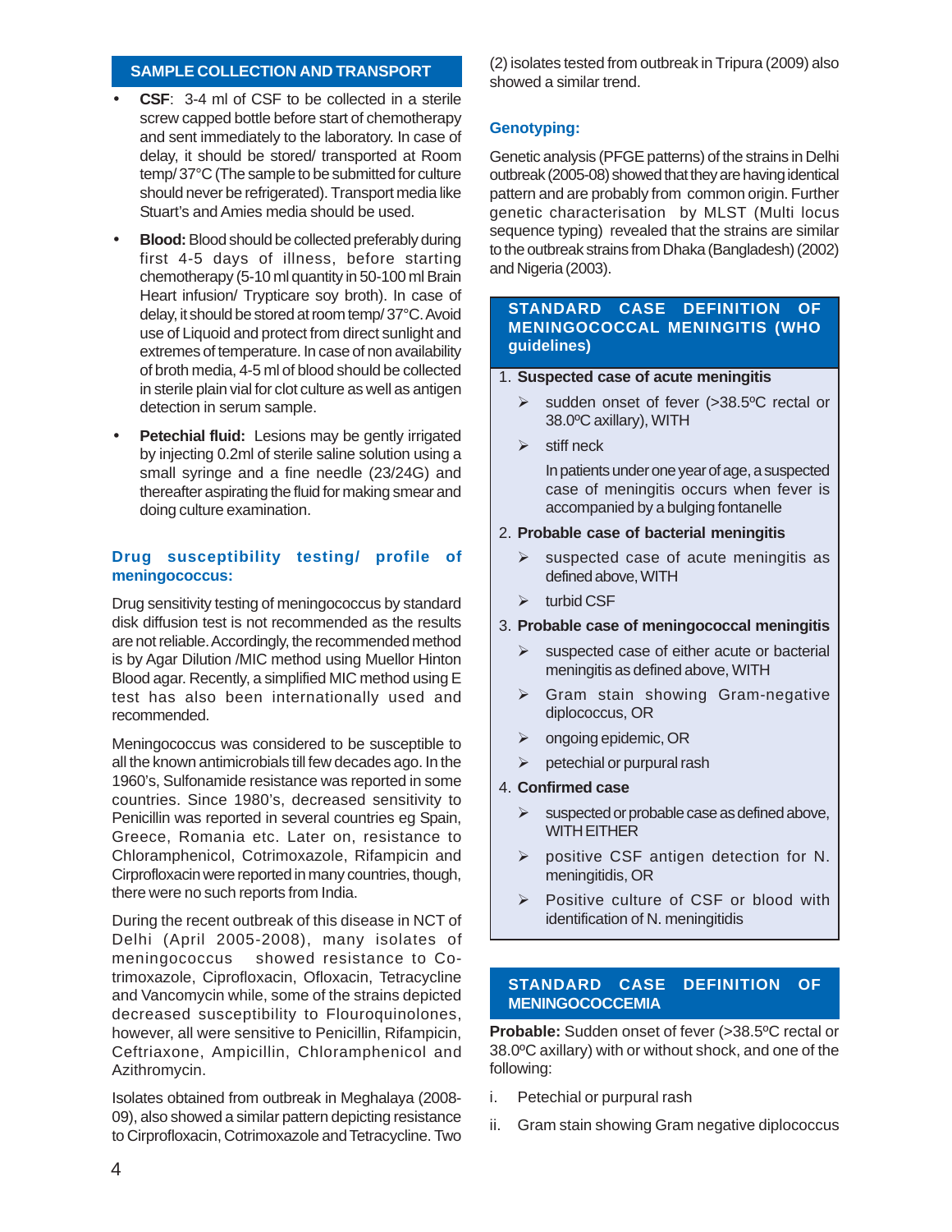## SAMPLE COLLECTION AND TRANSPORT

- **CSF**: 3-4 ml of CSF to be collected in a sterile screw capped bottle before start of chemotherapy and sent immediately to the laboratory. In case of delay, it should be stored/ transported at Room temp/ 37°C (The sample to be submitted for culture should never be refrigerated). Transport media like Stuart's and Amies media should be used.
- **Blood:** Blood should be collected preferably during first 4-5 days of illness, before starting chemotherapy (5-10 ml quantity in 50-100 ml Brain Heart infusion/ Trypticare soy broth). In case of delay, it should be stored at room temp/ 37°C. Avoid use of Liquoid and protect from direct sunlight and extremes of temperature. In case of non availability of broth media, 4-5 ml of blood should be collected in sterile plain vial for clot culture as well as antigen detection in serum sample.
- **Petechial fluid:** Lesions may be gently irrigated by injecting 0.2ml of sterile saline solution using a small syringe and a fine needle (23/24G) and thereafter aspirating the fluid for making smear and doing culture examination.

### Drug susceptibility testing/ profile of meningococcus:

Drug sensitivity testing of meningococcus by standard disk diffusion test is not recommended as the results are not reliable. Accordingly, the recommended method is by Agar Dilution /MIC method using Muellor Hinton Blood agar. Recently, a simplified MIC method using E test has also been internationally used and recommended.

Meningococcus was considered to be susceptible to all the known antimicrobials till few decades ago. In the 1960's, Sulfonamide resistance was reported in some countries. Since 1980's, decreased sensitivity to Penicillin was reported in several countries eg Spain, Greece, Romania etc. Later on, resistance to Chloramphenicol, Cotrimoxazole, Rifampicin and Cirprofloxacin were reported in many countries, though, there were no such reports from India.

During the recent outbreak of this disease in NCT of Delhi (April 2005-2008), many isolates of meningococcus showed resistance to Co-trimoxazole, Ciprofloxacin, Ofloxacin, Tetracycline and Vancomycin while, some of the strains depicted decreased susceptibility to Flouroquinolones, however, all were sensitive to Penicillin, Rifampicin, Ceftriaxone, Ampicillin, Chloramphenicol and Azithromycin.

Isolates obtained from outbreak in Meghalaya (2008-09), also showed a similar pattern depicting resistance to Cirprofloxacin, Cotrimoxazole and Tetracycline. Two (2) isolates tested from outbreak in Tripura (2009) also showed a similar trend.

### Genotyping:

Genetic analysis (PFGE patterns) of the strains in Delhi outbreak (2005-08) showed that they are having identical pattern and are probably from common origin. Further genetic characterisation by MLST (Multi locus sequence typing) revealed that the strains are similar to the outbreak strains from Dhaka (Bangladesh) (2002) and Nigeria (2003).

## STANDARD CASE DEFINITION OF MENINGOCOCCAL MENINGITIS (WHO guidelines)

1. **Suspected case of acute meningitis**
   - ➢ sudden onset of fever (>38.5ºC rectal or 38.0ºC axillary), WITH
   - ➢ stiff neck

     In patients under one year of age, a suspected case of meningitis occurs when fever is accompanied by a bulging fontanelle
2. **Probable case of bacterial meningitis**
   - ➢ suspected case of acute meningitis as defined above, WITH
   - ➢ turbid CSF
3. **Probable case of meningococcal meningitis**
   - ➢ suspected case of either acute or bacterial meningitis as defined above, WITH
   - ➢ Gram stain showing Gram-negative diplococcus, OR
   - ➢ ongoing epidemic, OR
   - ➢ petechial or purpural rash
4. **Confirmed case**
   - ➢ suspected or probable case as defined above, WITH EITHER
   - ➢ positive CSF antigen detection for N. meningitidis, OR
   - ➢ Positive culture of CSF or blood with identification of N. meningitidis

## STANDARD CASE DEFINITION OF MENINGOCOCCEMIA

**Probable:** Sudden onset of fever (>38.5ºC rectal or 38.0ºC axillary) with or without shock, and one of the following:

i. Petechial or purpural rash

ii. Gram stain showing Gram negative diplococcus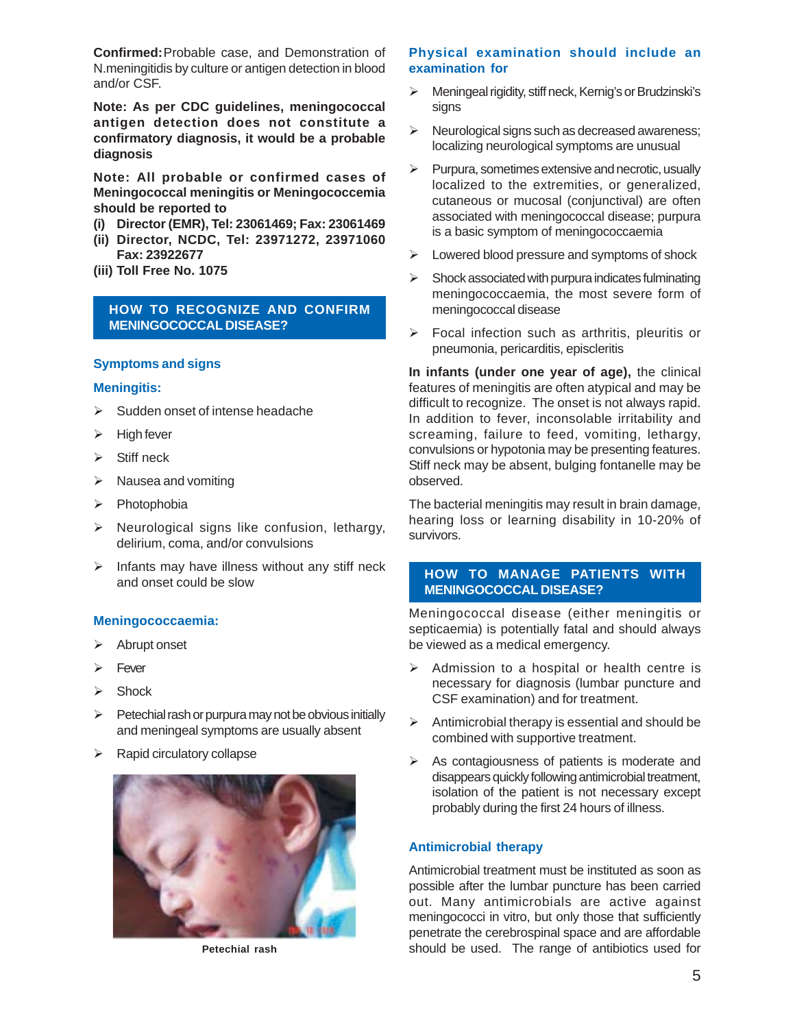**Confirmed:** Probable case, and Demonstration of N.meningitidis by culture or antigen detection in blood and/or CSF.

**Note: As per CDC guidelines, meningococcal antigen detection does not constitute a confirmatory diagnosis, it would be a probable diagnosis**

**Note: All probable or confirmed cases of Meningococcal meningitis or Meningococcemia should be reported to**

**(i) Director (EMR), Tel: 23061469; Fax: 23061469**

**(ii) Director, NCDC, Tel: 23971272, 23971060 Fax: 23922677**

**(iii) Toll Free No. 1075**

## HOW TO RECOGNIZE AND CONFIRM MENINGOCOCCAL DISEASE?

### Symptoms and signs

### Meningitis:

- Sudden onset of intense headache
- High fever
- Stiff neck
- Nausea and vomiting
- Photophobia
- Neurological signs like confusion, lethargy, delirium, coma, and/or convulsions
- Infants may have illness without any stiff neck and onset could be slow

### Meningococcaemia:

- Abrupt onset
- Fever
- Shock
- Petechial rash or purpura may not be obvious initially and meningeal symptoms are usually absent
- Rapid circulatory collapse

Petechial rash

### Physical examination should include an examination for

- Meningeal rigidity, stiff neck, Kernig's or Brudzinski's signs
- Neurological signs such as decreased awareness; localizing neurological symptoms are unusual
- Purpura, sometimes extensive and necrotic, usually localized to the extremities, or generalized, cutaneous or mucosal (conjunctival) are often associated with meningococcal disease; purpura is a basic symptom of meningococcaemia
- Lowered blood pressure and symptoms of shock
- Shock associated with purpura indicates fulminating meningococcaemia, the most severe form of meningococcal disease
- Focal infection such as arthritis, pleuritis or pneumonia, pericarditis, episcleritis

**In infants (under one year of age),** the clinical features of meningitis are often atypical and may be difficult to recognize. The onset is not always rapid. In addition to fever, inconsolable irritability and screaming, failure to feed, vomiting, lethargy, convulsions or hypotonia may be presenting features. Stiff neck may be absent, bulging fontanelle may be observed.

The bacterial meningitis may result in brain damage, hearing loss or learning disability in 10-20% of survivors.

## HOW TO MANAGE PATIENTS WITH MENINGOCOCCAL DISEASE?

Meningococcal disease (either meningitis or septicaemia) is potentially fatal and should always be viewed as a medical emergency.

- Admission to a hospital or health centre is necessary for diagnosis (lumbar puncture and CSF examination) and for treatment.
- Antimicrobial therapy is essential and should be combined with supportive treatment.
- As contagiousness of patients is moderate and disappears quickly following antimicrobial treatment, isolation of the patient is not necessary except probably during the first 24 hours of illness.

### Antimicrobial therapy

Antimicrobial treatment must be instituted as soon as possible after the lumbar puncture has been carried out. Many antimicrobials are active against meningococci in vitro, but only those that sufficiently penetrate the cerebrospinal space and are affordable should be used. The range of antibiotics used for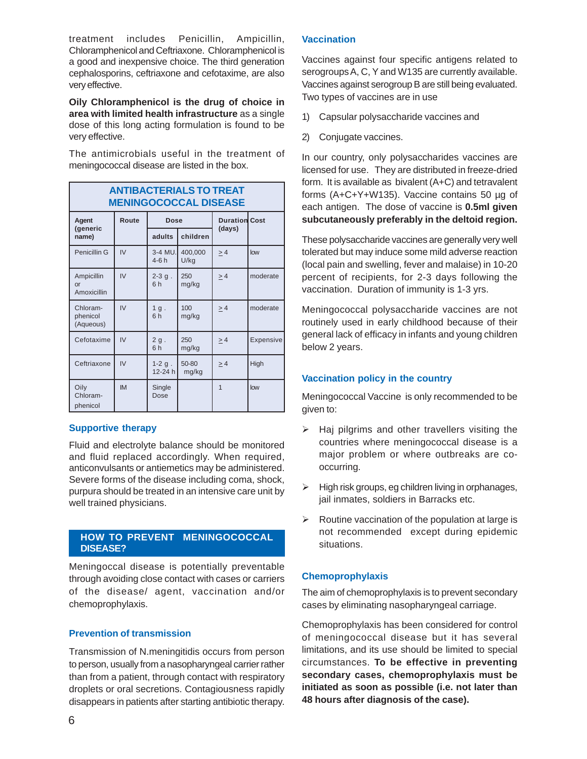treatment includes Penicillin, Ampicillin, Chloramphenicol and Ceftriaxone. Chloramphenicol is a good and inexpensive choice. The third generation cephalosporins, ceftriaxone and cefotaxime, are also very effective.

**Oily Chloramphenicol is the drug of choice in area with limited health infrastructure** as a single dose of this long acting formulation is found to be very effective.

The antimicrobials useful in the treatment of meningococcal disease are listed in the box.

**ANTIBACTERIALS TO TREAT MENINGOCOCCAL DISEASE**

| Agent (generic name) | Route | Dose | | Duration (days) | Cost |
|---|---|---|---|---|---|
| | | adults | children | | |
| Penicillin G | IV | 3-4 MU. 4-6 h | 400,000 U/kg | ≥ 4 | low |
| Ampicillin or Amoxicillin | IV | 2-3 g . 6 h | 250 mg/kg | ≥ 4 | moderate |
| Chloram-phenicol (Aqueous) | IV | 1 g . 6 h | 100 mg/kg | ≥ 4 | moderate |
| Cefotaxime | IV | 2 g . 6 h | 250 mg/kg | ≥ 4 | Expensive |
| Ceftriaxone | IV | 1-2 g . 12-24 h | 50-80 mg/kg | ≥ 4 | High |
| Oily Chloram-phenicol | IM | Single Dose | | 1 | low |

### Supportive therapy

Fluid and electrolyte balance should be monitored and fluid replaced accordingly. When required, anticonvulsants or antiemetics may be administered. Severe forms of the disease including coma, shock, purpura should be treated in an intensive care unit by well trained physicians.

## HOW TO PREVENT MENINGOCOCCAL DISEASE?

Meningoccal disease is potentially preventable through avoiding close contact with cases or carriers of the disease/ agent, vaccination and/or chemoprophylaxis.

### Prevention of transmission

Transmission of N.meningitidis occurs from person to person, usually from a nasopharyngeal carrier rather than from a patient, through contact with respiratory droplets or oral secretions. Contagiousness rapidly disappears in patients after starting antibiotic therapy.

### Vaccination

Vaccines against four specific antigens related to serogroups A, C, Y and W135 are currently available. Vaccines against serogroup B are still being evaluated. Two types of vaccines are in use

1) Capsular polysaccharide vaccines and
2) Conjugate vaccines.

In our country, only polysaccharides vaccines are licensed for use. They are distributed in freeze-dried form. It is available as bivalent (A+C) and tetravalent forms (A+C+Y+W135). Vaccine contains 50 µg of each antigen. The dose of vaccine is **0.5ml given subcutaneously preferably in the deltoid region.**

These polysaccharide vaccines are generally very well tolerated but may induce some mild adverse reaction (local pain and swelling, fever and malaise) in 10-20 percent of recipients, for 2-3 days following the vaccination. Duration of immunity is 1-3 yrs.

Meningococcal polysaccharide vaccines are not routinely used in early childhood because of their general lack of efficacy in infants and young children below 2 years.

### Vaccination policy in the country

Meningococcal Vaccine is only recommended to be given to:

- Haj pilgrims and other travellers visiting the countries where meningococcal disease is a major problem or where outbreaks are co-occurring.
- High risk groups, eg children living in orphanages, jail inmates, soldiers in Barracks etc.
- Routine vaccination of the population at large is not recommended except during epidemic situations.

### Chemoprophylaxis

The aim of chemoprophylaxis is to prevent secondary cases by eliminating nasopharyngeal carriage.

Chemoprophylaxis has been considered for control of meningococcal disease but it has several limitations, and its use should be limited to special circumstances. **To be effective in preventing secondary cases, chemoprophylaxis must be initiated as soon as possible (i.e. not later than 48 hours after diagnosis of the case).**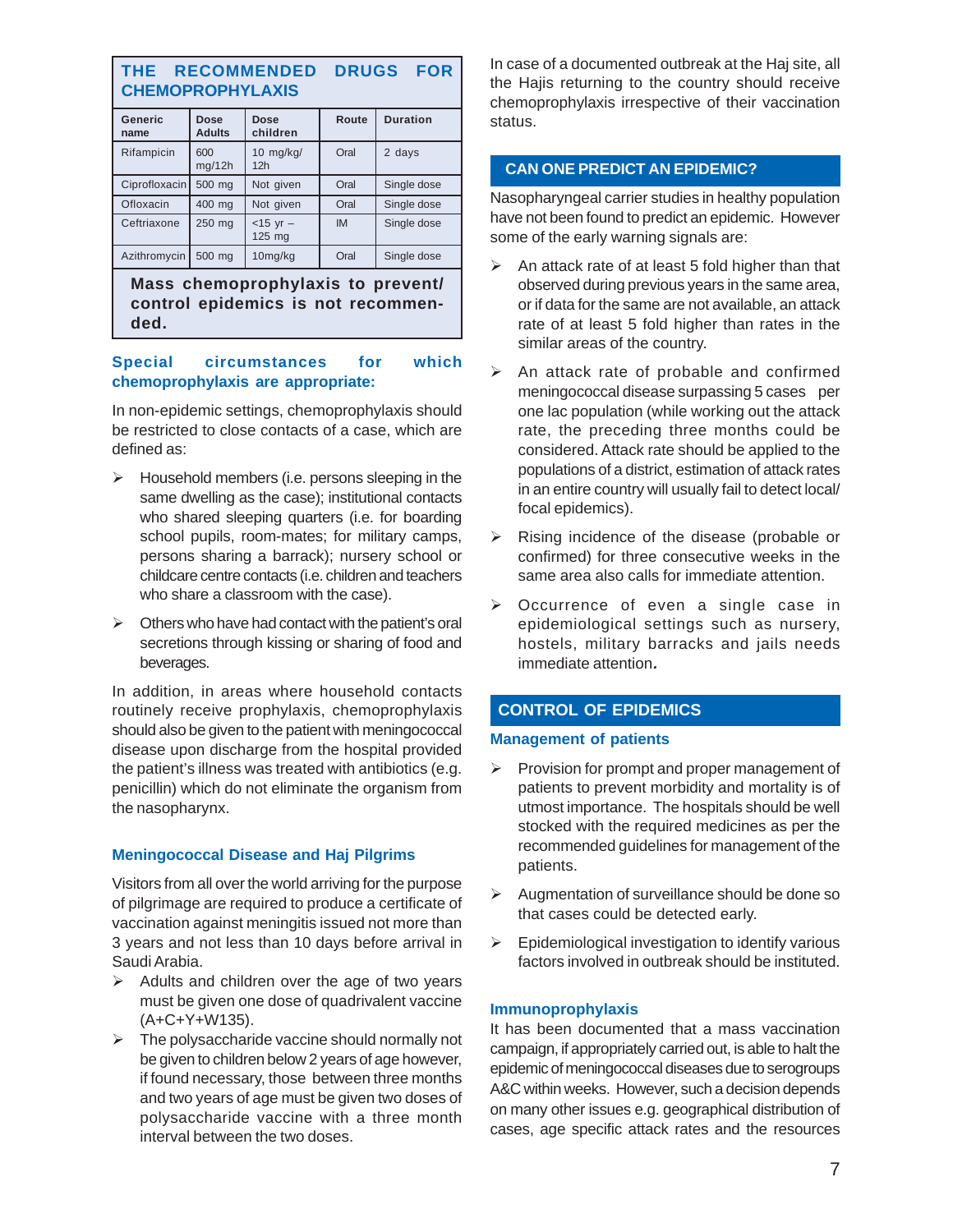## THE RECOMMENDED DRUGS FOR CHEMOPROPHYLAXIS

| Generic name | Dose Adults | Dose children | Route | Duration |
|---|---|---|---|---|
| Rifampicin | 600 mg/12h | 10 mg/kg/ 12h | Oral | 2 days |
| Ciprofloxacin | 500 mg | Not given | Oral | Single dose |
| Ofloxacin | 400 mg | Not given | Oral | Single dose |
| Ceftriaxone | 250 mg | <15 yr – 125 mg | IM | Single dose |
| Azithromycin | 500 mg | 10mg/kg | Oral | Single dose |

**Mass chemoprophylaxis to prevent/ control epidemics is not recommended.**

### Special circumstances for which chemoprophylaxis are appropriate:

In non-epidemic settings, chemoprophylaxis should be restricted to close contacts of a case, which are defined as:

- Household members (i.e. persons sleeping in the same dwelling as the case); institutional contacts who shared sleeping quarters (i.e. for boarding school pupils, room-mates; for military camps, persons sharing a barrack); nursery school or childcare centre contacts (i.e. children and teachers who share a classroom with the case).
- Others who have had contact with the patient's oral secretions through kissing or sharing of food and beverages.

In addition, in areas where household contacts routinely receive prophylaxis, chemoprophylaxis should also be given to the patient with meningococcal disease upon discharge from the hospital provided the patient's illness was treated with antibiotics (e.g. penicillin) which do not eliminate the organism from the nasopharynx.

### Meningococcal Disease and Haj Pilgrims

Visitors from all over the world arriving for the purpose of pilgrimage are required to produce a certificate of vaccination against meningitis issued not more than 3 years and not less than 10 days before arrival in Saudi Arabia.

- Adults and children over the age of two years must be given one dose of quadrivalent vaccine (A+C+Y+W135).
- The polysaccharide vaccine should normally not be given to children below 2 years of age however, if found necessary, those between three months and two years of age must be given two doses of polysaccharide vaccine with a three month interval between the two doses.

In case of a documented outbreak at the Haj site, all the Hajis returning to the country should receive chemoprophylaxis irrespective of their vaccination status.

## CAN ONE PREDICT AN EPIDEMIC?

Nasopharyngeal carrier studies in healthy population have not been found to predict an epidemic. However some of the early warning signals are:

- An attack rate of at least 5 fold higher than that observed during previous years in the same area, or if data for the same are not available, an attack rate of at least 5 fold higher than rates in the similar areas of the country.
- An attack rate of probable and confirmed meningococcal disease surpassing 5 cases per one lac population (while working out the attack rate, the preceding three months could be considered. Attack rate should be applied to the populations of a district, estimation of attack rates in an entire country will usually fail to detect local/ focal epidemics).
- Rising incidence of the disease (probable or confirmed) for three consecutive weeks in the same area also calls for immediate attention.
- Occurrence of even a single case in epidemiological settings such as nursery, hostels, military barracks and jails needs immediate attention.

## CONTROL OF EPIDEMICS

### Management of patients

- Provision for prompt and proper management of patients to prevent morbidity and mortality is of utmost importance. The hospitals should be well stocked with the required medicines as per the recommended guidelines for management of the patients.
- Augmentation of surveillance should be done so that cases could be detected early.
- Epidemiological investigation to identify various factors involved in outbreak should be instituted.

### Immunoprophylaxis

It has been documented that a mass vaccination campaign, if appropriately carried out, is able to halt the epidemic of meningococcal diseases due to serogroups A&C within weeks. However, such a decision depends on many other issues e.g. geographical distribution of cases, age specific attack rates and the resources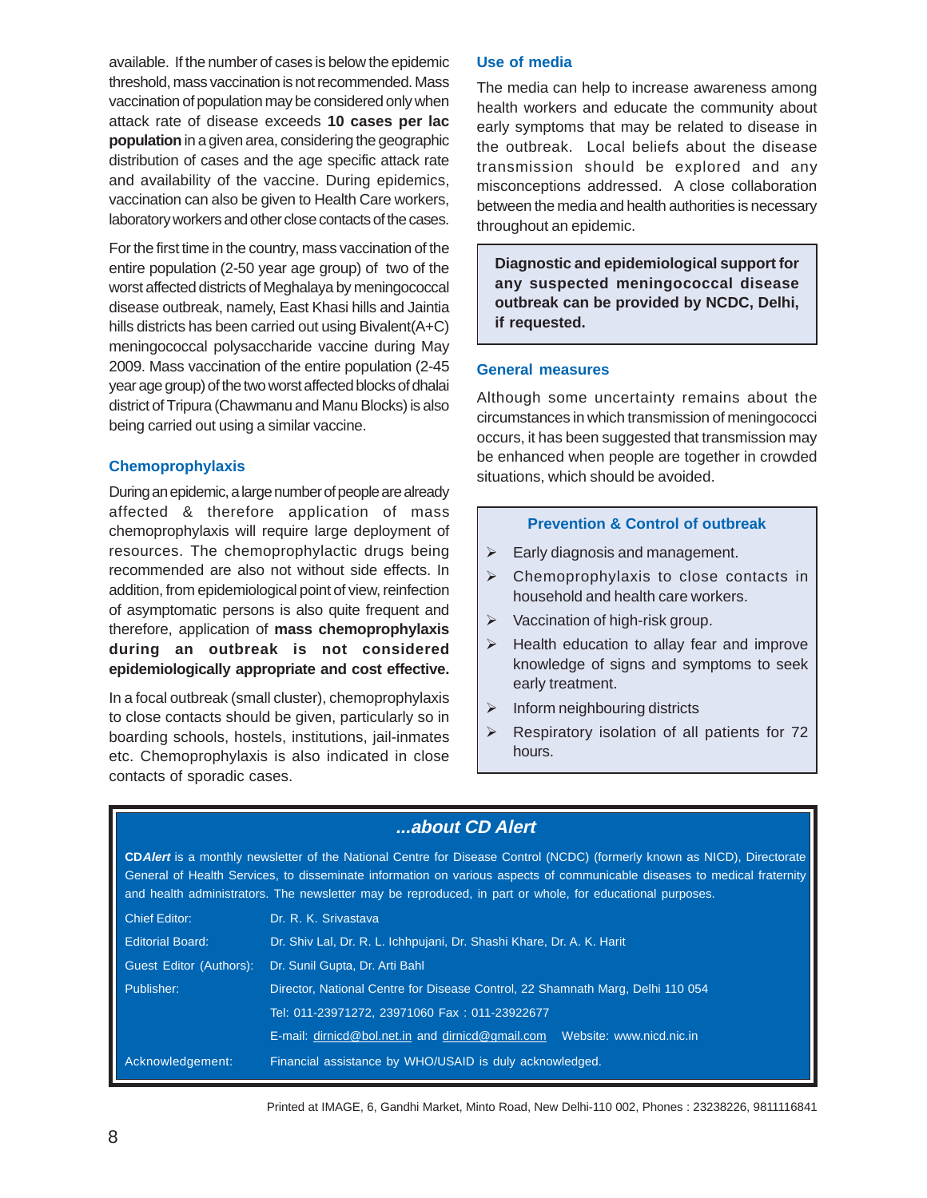available. If the number of cases is below the epidemic threshold, mass vaccination is not recommended. Mass vaccination of population may be considered only when attack rate of disease exceeds **10 cases per lac population** in a given area, considering the geographic distribution of cases and the age specific attack rate and availability of the vaccine. During epidemics, vaccination can also be given to Health Care workers, laboratory workers and other close contacts of the cases.

For the first time in the country, mass vaccination of the entire population (2-50 year age group) of two of the worst affected districts of Meghalaya by meningococcal disease outbreak, namely, East Khasi hills and Jaintia hills districts has been carried out using Bivalent(A+C) meningococcal polysaccharide vaccine during May 2009. Mass vaccination of the entire population (2-45 year age group) of the two worst affected blocks of dhalai district of Tripura (Chawmanu and Manu Blocks) is also being carried out using a similar vaccine.

### Chemoprophylaxis

During an epidemic, a large number of people are already affected & therefore application of mass chemoprophylaxis will require large deployment of resources. The chemoprophylactic drugs being recommended are also not without side effects. In addition, from epidemiological point of view, reinfection of asymptomatic persons is also quite frequent and therefore, application of **mass chemoprophylaxis during an outbreak is not considered epidemiologically appropriate and cost effective.**

In a focal outbreak (small cluster), chemoprophylaxis to close contacts should be given, particularly so in boarding schools, hostels, institutions, jail-inmates etc. Chemoprophylaxis is also indicated in close contacts of sporadic cases.

### Use of media

The media can help to increase awareness among health workers and educate the community about early symptoms that may be related to disease in the outbreak. Local beliefs about the disease transmission should be explored and any misconceptions addressed. A close collaboration between the media and health authorities is necessary throughout an epidemic.

**Diagnostic and epidemiological support for any suspected meningococcal disease outbreak can be provided by NCDC, Delhi, if requested.**

### General measures

Although some uncertainty remains about the circumstances in which transmission of meningococci occurs, it has been suggested that transmission may be enhanced when people are together in crowded situations, which should be avoided.

### Prevention & Control of outbreak

- Early diagnosis and management.
- Chemoprophylaxis to close contacts in household and health care workers.
- Vaccination of high-risk group.
- Health education to allay fear and improve knowledge of signs and symptoms to seek early treatment.
- Inform neighbouring districts
- Respiratory isolation of all patients for 72 hours.

## *...about CD Alert*

**CD*Alert*** is a monthly newsletter of the National Centre for Disease Control (NCDC) (formerly known as NICD), Directorate General of Health Services, to disseminate information on various aspects of communicable diseases to medical fraternity and health administrators. The newsletter may be reproduced, in part or whole, for educational purposes.

| | |
|---|---|
| Chief Editor: | Dr. R. K. Srivastava |
| Editorial Board: | Dr. Shiv Lal, Dr. R. L. Ichhpujani, Dr. Shashi Khare, Dr. A. K. Harit |
| Guest Editor (Authors): | Dr. Sunil Gupta, Dr. Arti Bahl |
| Publisher: | Director, National Centre for Disease Control, 22 Shamnath Marg, Delhi 110 054 |
| | Tel: 011-23971272, 23971060 Fax : 011-23922677 |
| | E-mail: dirnicd@bol.net.in and dirnicd@gmail.com Website: www.nicd.nic.in |
| Acknowledgement: | Financial assistance by WHO/USAID is duly acknowledged. |

Printed at IMAGE, 6, Gandhi Market, Minto Road, New Delhi-110 002, Phones : 23238226, 9811116841